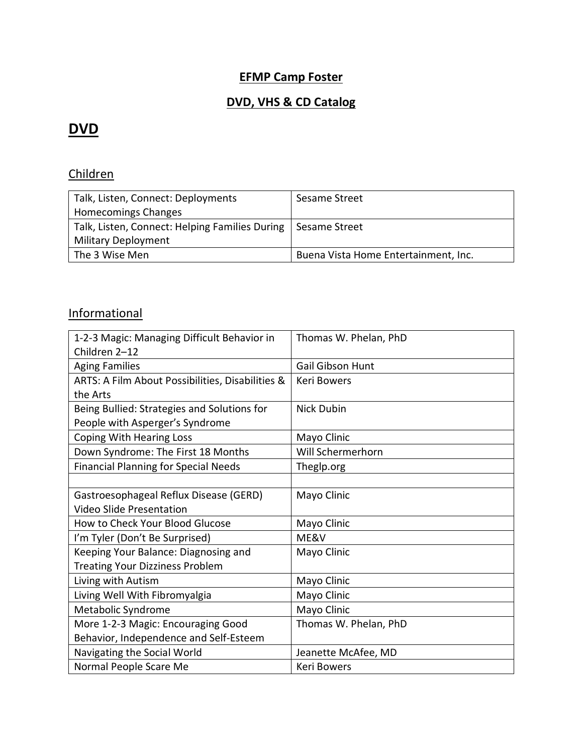**EFMP Camp Foster**

**DVD, VHS & CD Catalog**

# DVD

## Children

| | |
|---|---|
| Talk, Listen, Connect: Deployments Homecomings Changes | Sesame Street |
| Talk, Listen, Connect: Helping Families During Military Deployment | Sesame Street |
| The 3 Wise Men | Buena Vista Home Entertainment, Inc. |

## Informational

| | |
|---|---|
| 1-2-3 Magic: Managing Difficult Behavior in Children 2–12 | Thomas W. Phelan, PhD |
| Aging Families | Gail Gibson Hunt |
| ARTS: A Film About Possibilities, Disabilities & the Arts | Keri Bowers |
| Being Bullied: Strategies and Solutions for People with Asperger's Syndrome | Nick Dubin |
| Coping With Hearing Loss | Mayo Clinic |
| Down Syndrome: The First 18 Months | Will Schermerhorn |
| Financial Planning for Special Needs | Theglp.org |
| | |
| Gastroesophageal Reflux Disease (GERD) Video Slide Presentation | Mayo Clinic |
| How to Check Your Blood Glucose | Mayo Clinic |
| I'm Tyler (Don't Be Surprised) | ME&V |
| Keeping Your Balance: Diagnosing and Treating Your Dizziness Problem | Mayo Clinic |
| Living with Autism | Mayo Clinic |
| Living Well With Fibromyalgia | Mayo Clinic |
| Metabolic Syndrome | Mayo Clinic |
| More 1-2-3 Magic: Encouraging Good Behavior, Independence and Self-Esteem | Thomas W. Phelan, PhD |
| Navigating the Social World | Jeanette McAfee, MD |
| Normal People Scare Me | Keri Bowers |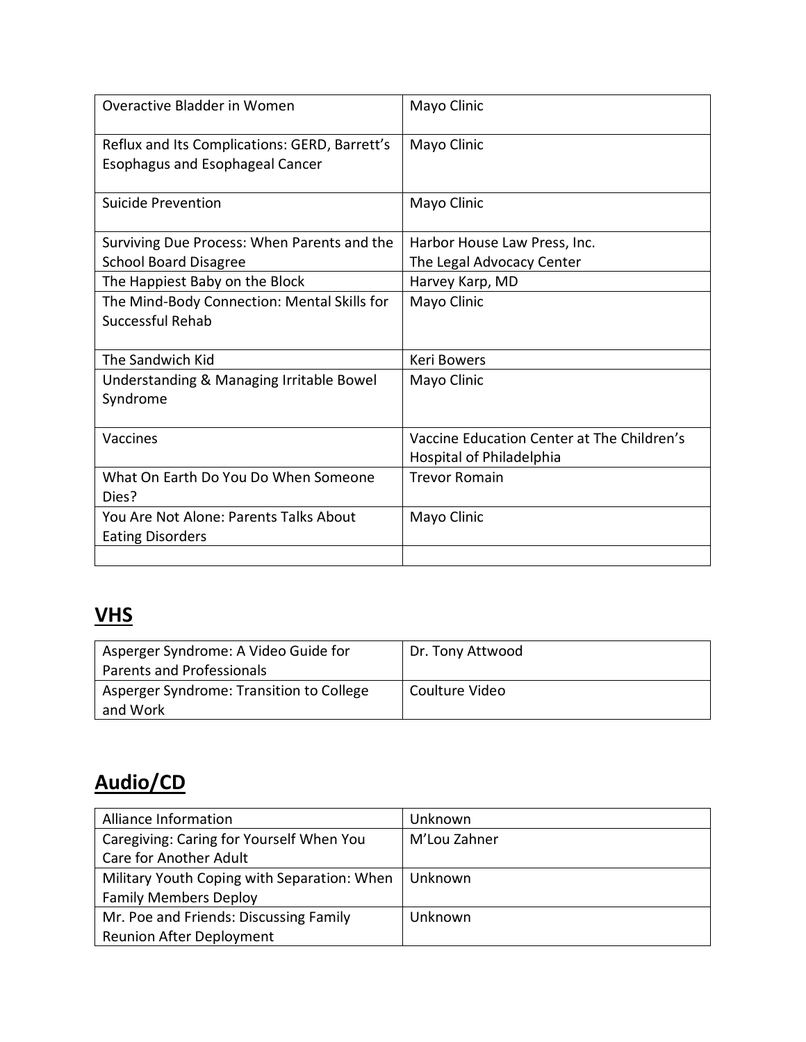| | |
|---|---|
| Overactive Bladder in Women | Mayo Clinic |
| Reflux and Its Complications: GERD, Barrett's Esophagus and Esophageal Cancer | Mayo Clinic |
| Suicide Prevention | Mayo Clinic |
| Surviving Due Process: When Parents and the School Board Disagree | Harbor House Law Press, Inc. The Legal Advocacy Center |
| The Happiest Baby on the Block | Harvey Karp, MD |
| The Mind-Body Connection: Mental Skills for Successful Rehab | Mayo Clinic |
| The Sandwich Kid | Keri Bowers |
| Understanding & Managing Irritable Bowel Syndrome | Mayo Clinic |
| Vaccines | Vaccine Education Center at The Children's Hospital of Philadelphia |
| What On Earth Do You Do When Someone Dies? | Trevor Romain |
| You Are Not Alone: Parents Talks About Eating Disorders | Mayo Clinic |
| | |

## **VHS**

| | |
|---|---|
| Asperger Syndrome: A Video Guide for Parents and Professionals | Dr. Tony Attwood |
| Asperger Syndrome: Transition to College and Work | Coulture Video |

## **Audio/CD**

| | |
|---|---|
| Alliance Information | Unknown |
| Caregiving: Caring for Yourself When You Care for Another Adult | M'Lou Zahner |
| Military Youth Coping with Separation: When Family Members Deploy | Unknown |
| Mr. Poe and Friends: Discussing Family Reunion After Deployment | Unknown |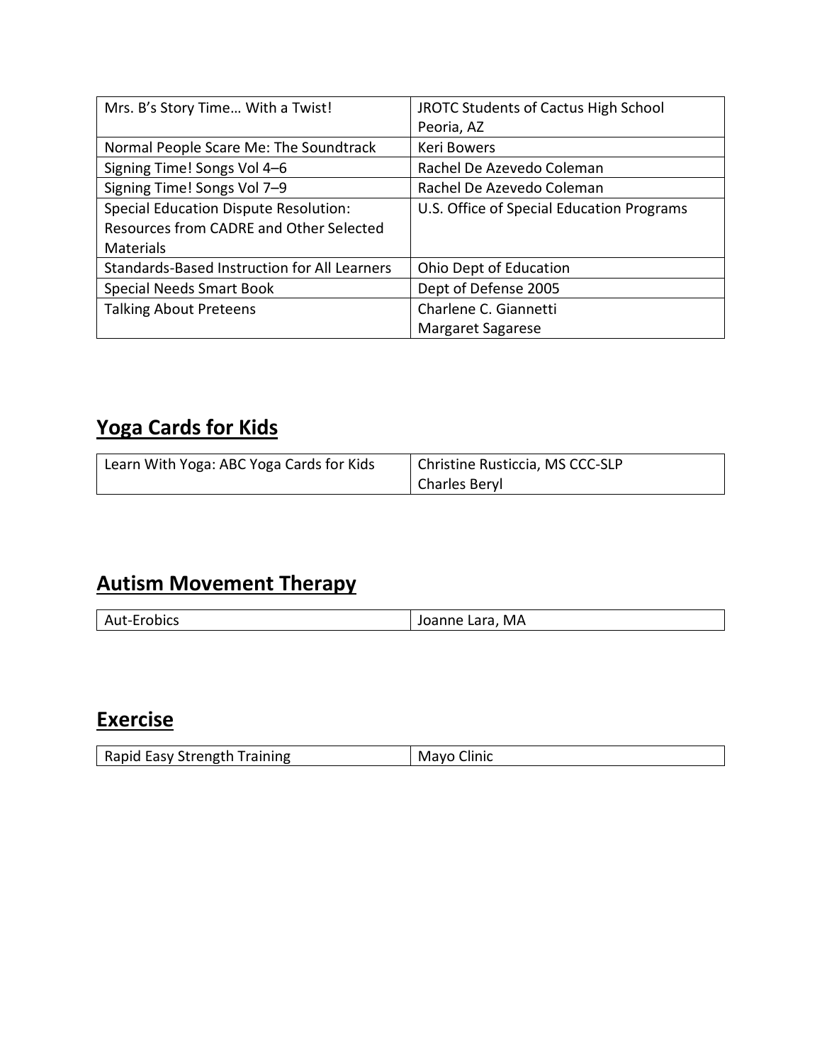| | |
|---|---|
| Mrs. B's Story Time… With a Twist! | JROTC Students of Cactus High School Peoria, AZ |
| Normal People Scare Me: The Soundtrack | Keri Bowers |
| Signing Time! Songs Vol 4–6 | Rachel De Azevedo Coleman |
| Signing Time! Songs Vol 7–9 | Rachel De Azevedo Coleman |
| Special Education Dispute Resolution: Resources from CADRE and Other Selected Materials | U.S. Office of Special Education Programs |
| Standards-Based Instruction for All Learners | Ohio Dept of Education |
| Special Needs Smart Book | Dept of Defense 2005 |
| Talking About Preteens | Charlene C. Giannetti Margaret Sagarese |

## Yoga Cards for Kids

| | |
|---|---|
| Learn With Yoga: ABC Yoga Cards for Kids | Christine Rusticcia, MS CCC-SLP Charles Beryl |

## Autism Movement Therapy

| | |
|---|---|
| Aut-Erobics | Joanne Lara, MA |

## Exercise

| | |
|---|---|
| Rapid Easy Strength Training | Mayo Clinic |